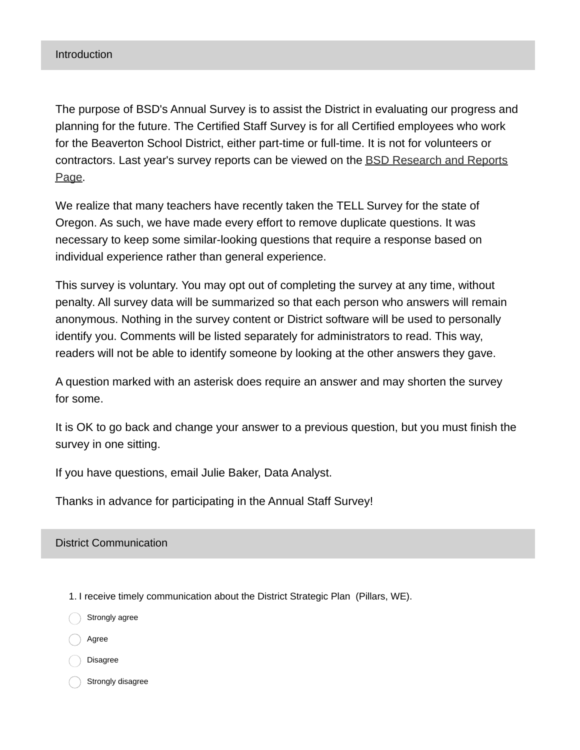## Introduction

The purpose of BSD's Annual Survey is to assist the District in evaluating our progress and planning for the future. The Certified Staff Survey is for all Certified employees who work for the Beaverton School District, either part-time or full-time. It is not for volunteers or contractors. Last year's survey reports can be viewed on the BSD Research and Reports Page.

We realize that many teachers have recently taken the TELL Survey for the state of Oregon. As such, we have made every effort to remove duplicate questions. It was necessary to keep some similar-looking questions that require a response based on individual experience rather than general experience.

This survey is voluntary. You may opt out of completing the survey at any time, without penalty. All survey data will be summarized so that each person who answers will remain anonymous. Nothing in the survey content or District software will be used to personally identify you. Comments will be listed separately for administrators to read. This way, readers will not be able to identify someone by looking at the other answers they gave.

A question marked with an asterisk does require an answer and may shorten the survey for some.

It is OK to go back and change your answer to a previous question, but you must finish the survey in one sitting.

If you have questions, email Julie Baker, Data Analyst.

Thanks in advance for participating in the Annual Staff Survey!

## District Communication

1. I receive timely communication about the District Strategic Plan (Pillars, WE).

- ◯ Strongly agree
- ◯ Agree
- ◯ Disagree
- ◯ Strongly disagree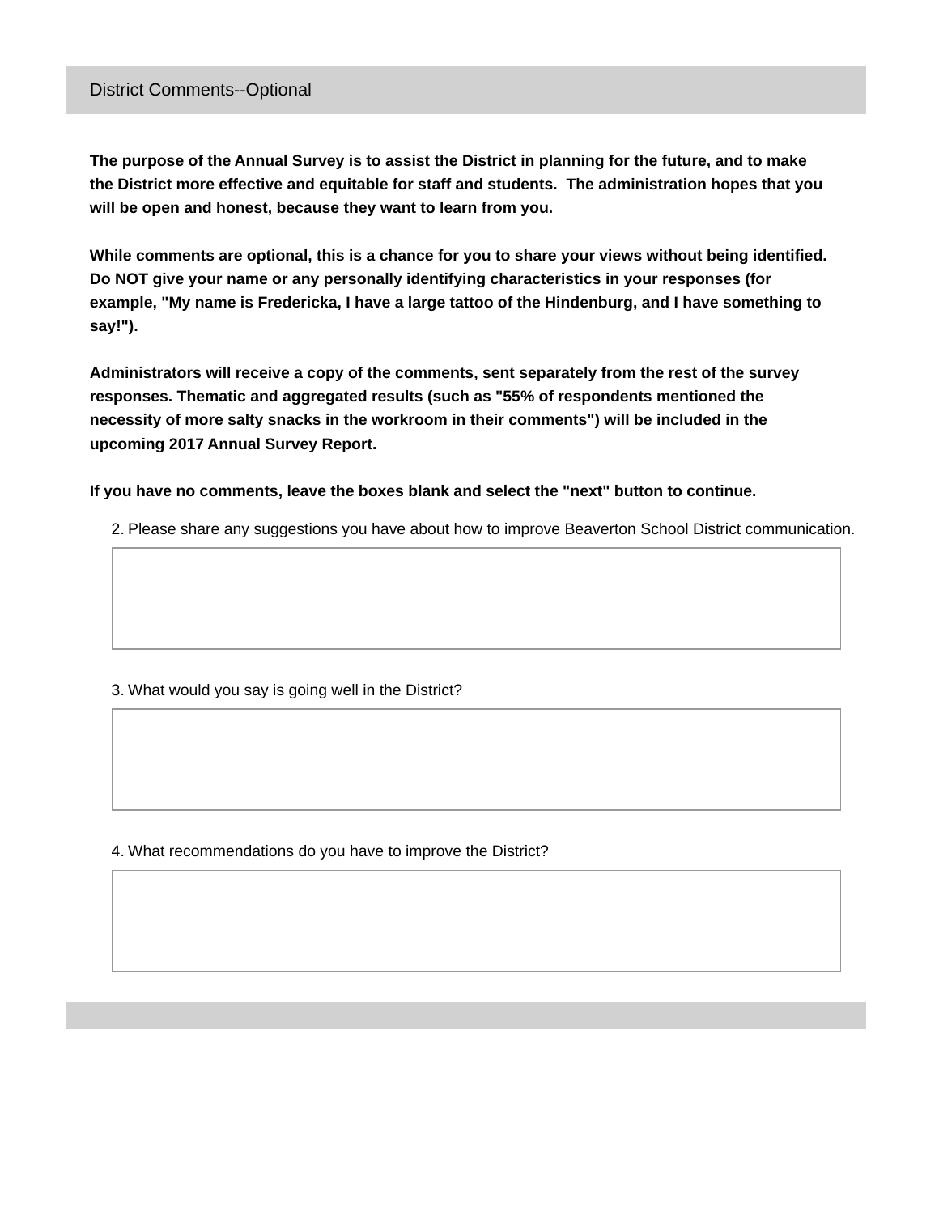## District Comments--Optional

**The purpose of the Annual Survey is to assist the District in planning for the future, and to make the District more effective and equitable for staff and students. The administration hopes that you will be open and honest, because they want to learn from you.**

**While comments are optional, this is a chance for you to share your views without being identified. Do NOT give your name or any personally identifying characteristics in your responses (for example, "My name is Fredericka, I have a large tattoo of the Hindenburg, and I have something to say!").**

**Administrators will receive a copy of the comments, sent separately from the rest of the survey responses. Thematic and aggregated results (such as "55% of respondents mentioned the necessity of more salty snacks in the workroom in their comments") will be included in the upcoming 2017 Annual Survey Report.**

**If you have no comments, leave the boxes blank and select the "next" button to continue.**

2. Please share any suggestions you have about how to improve Beaverton School District communication.

3. What would you say is going well in the District?

4. What recommendations do you have to improve the District?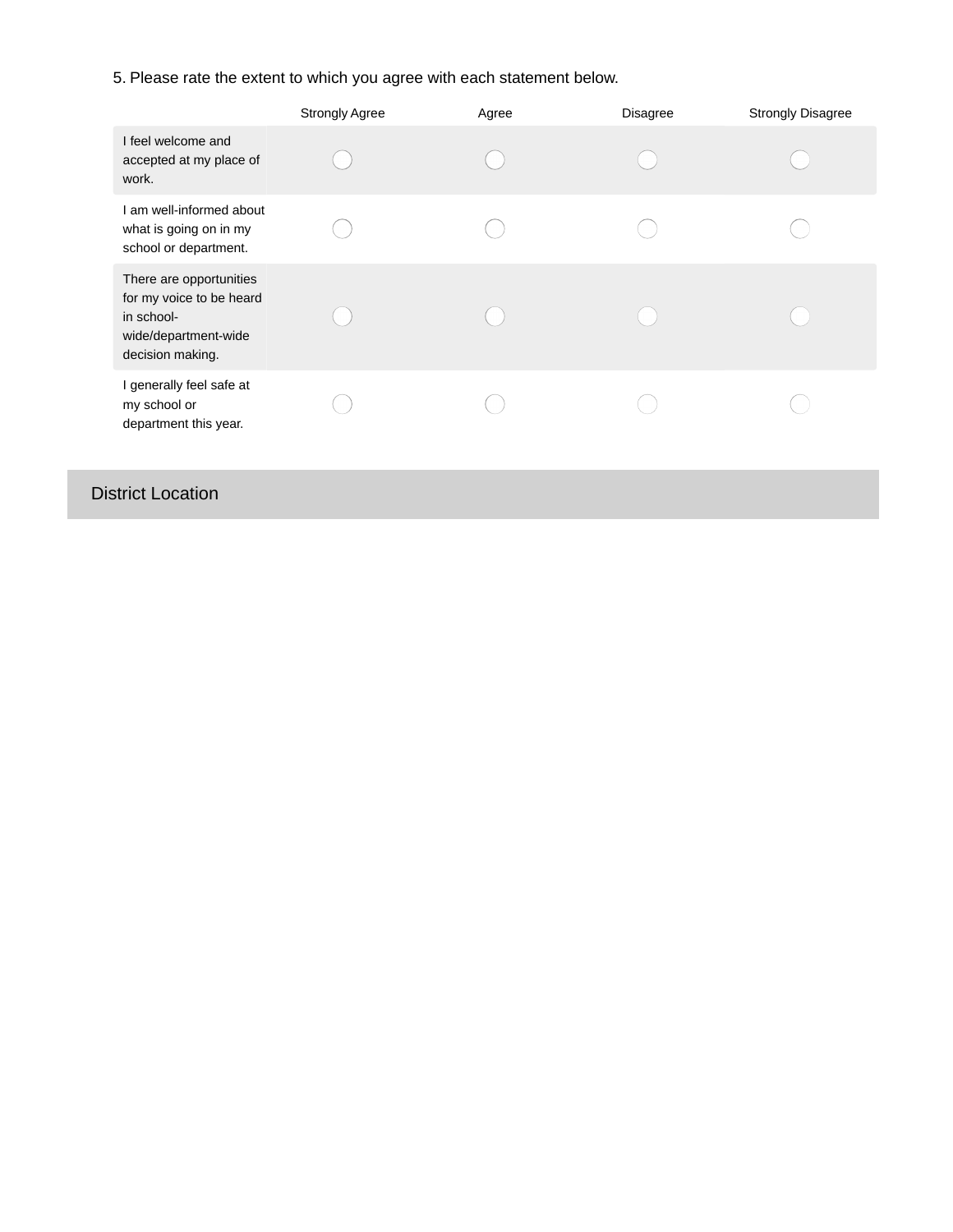5. Please rate the extent to which you agree with each statement below.

| | Strongly Agree | Agree | Disagree | Strongly Disagree |
|---|---|---|---|---|
| I feel welcome and accepted at my place of work. | ◯ | ◯ | ◯ | ◯ |
| I am well-informed about what is going on in my school or department. | ◯ | ◯ | ◯ | ◯ |
| There are opportunities for my voice to be heard in school-wide/department-wide decision making. | ◯ | ◯ | ◯ | ◯ |
| I generally feel safe at my school or department this year. | ◯ | ◯ | ◯ | ◯ |

## District Location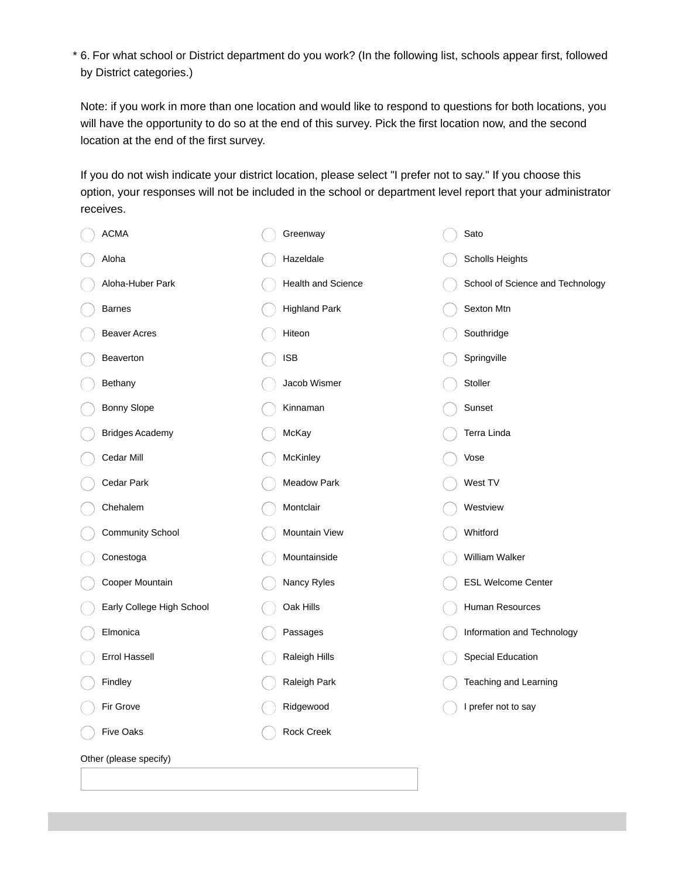\* 6. For what school or District department do you work? (In the following list, schools appear first, followed by District categories.)

Note: if you work in more than one location and would like to respond to questions for both locations, you will have the opportunity to do so at the end of this survey. Pick the first location now, and the second location at the end of the first survey.

If you do not wish indicate your district location, please select "I prefer not to say." If you choose this option, your responses will not be included in the school or department level report that your administrator receives.

- ACMA
- Aloha
- Aloha-Huber Park
- Barnes
- Beaver Acres
- Beaverton
- Bethany
- Bonny Slope
- Bridges Academy
- Cedar Mill
- Cedar Park
- Chehalem
- Community School
- Conestoga
- Cooper Mountain
- Early College High School
- Elmonica
- Errol Hassell
- Findley
- Fir Grove
- Five Oaks
- Greenway
- Hazeldale
- Health and Science
- Highland Park
- Hiteon
- ISB
- Jacob Wismer
- Kinnaman
- McKay
- McKinley
- Meadow Park
- Montclair
- Mountain View
- Mountainside
- Nancy Ryles
- Oak Hills
- Passages
- Raleigh Hills
- Raleigh Park
- Ridgewood
- Rock Creek
- Sato
- Scholls Heights
- School of Science and Technology
- Sexton Mtn
- Southridge
- Springville
- Stoller
- Sunset
- Terra Linda
- Vose
- West TV
- Westview
- Whitford
- William Walker
- ESL Welcome Center
- Human Resources
- Information and Technology
- Special Education
- Teaching and Learning
- I prefer not to say

Other (please specify)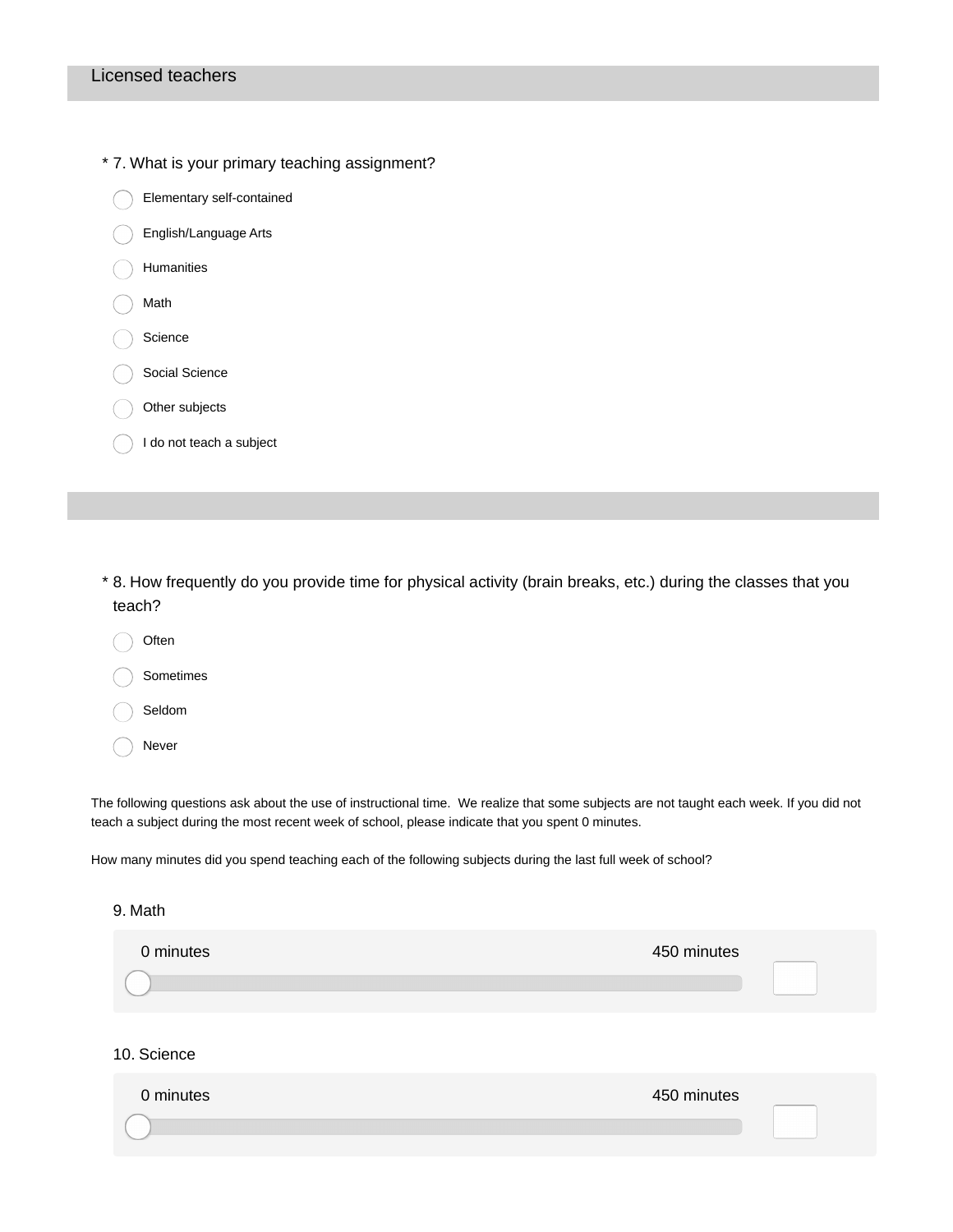## Licensed teachers

\* 7. What is your primary teaching assignment?

- ◯ Elementary self-contained
- ◯ English/Language Arts
- ◯ Humanities
- ◯ Math
- ◯ Science
- ◯ Social Science
- ◯ Other subjects
- ◯ I do not teach a subject

\* 8. How frequently do you provide time for physical activity (brain breaks, etc.) during the classes that you teach?

- ◯ Often
- ◯ Sometimes
- ◯ Seldom
- ◯ Never

The following questions ask about the use of instructional time. We realize that some subjects are not taught each week. If you did not teach a subject during the most recent week of school, please indicate that you spent 0 minutes.

How many minutes did you spend teaching each of the following subjects during the last full week of school?

9. Math

0 minutes — 450 minutes [ ]

10. Science

0 minutes — 450 minutes [ ]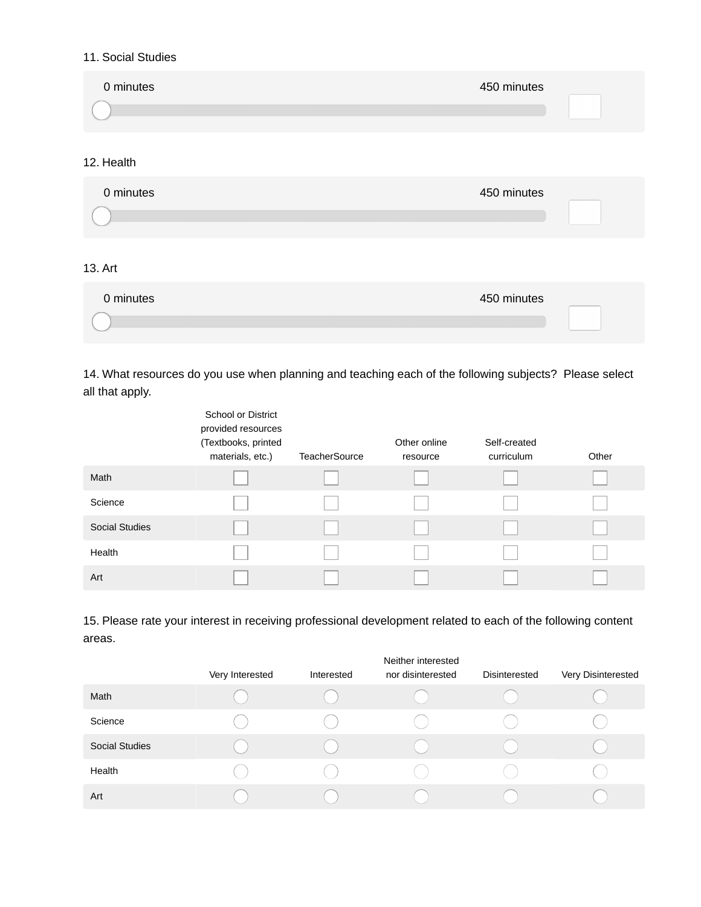11. Social Studies

0 minutes 450 minutes

12. Health

0 minutes 450 minutes

13. Art

0 minutes 450 minutes

14. What resources do you use when planning and teaching each of the following subjects? Please select all that apply.

| | School or District provided resources (Textbooks, printed materials, etc.) | TeacherSource | Other online resource | Self-created curriculum | Other |
|---|---|---|---|---|---|
| Math | ☐ | ☐ | ☐ | ☐ | ☐ |
| Science | ☐ | ☐ | ☐ | ☐ | ☐ |
| Social Studies | ☐ | ☐ | ☐ | ☐ | ☐ |
| Health | ☐ | ☐ | ☐ | ☐ | ☐ |
| Art | ☐ | ☐ | ☐ | ☐ | ☐ |

15. Please rate your interest in receiving professional development related to each of the following content areas.

| | Very Interested | Interested | Neither interested nor disinterested | Disinterested | Very Disinterested |
|---|---|---|---|---|---|
| Math | ○ | ○ | ○ | ○ | ○ |
| Science | ○ | ○ | ○ | ○ | ○ |
| Social Studies | ○ | ○ | ○ | ○ | ○ |
| Health | ○ | ○ | ○ | ○ | ○ |
| Art | ○ | ○ | ○ | ○ | ○ |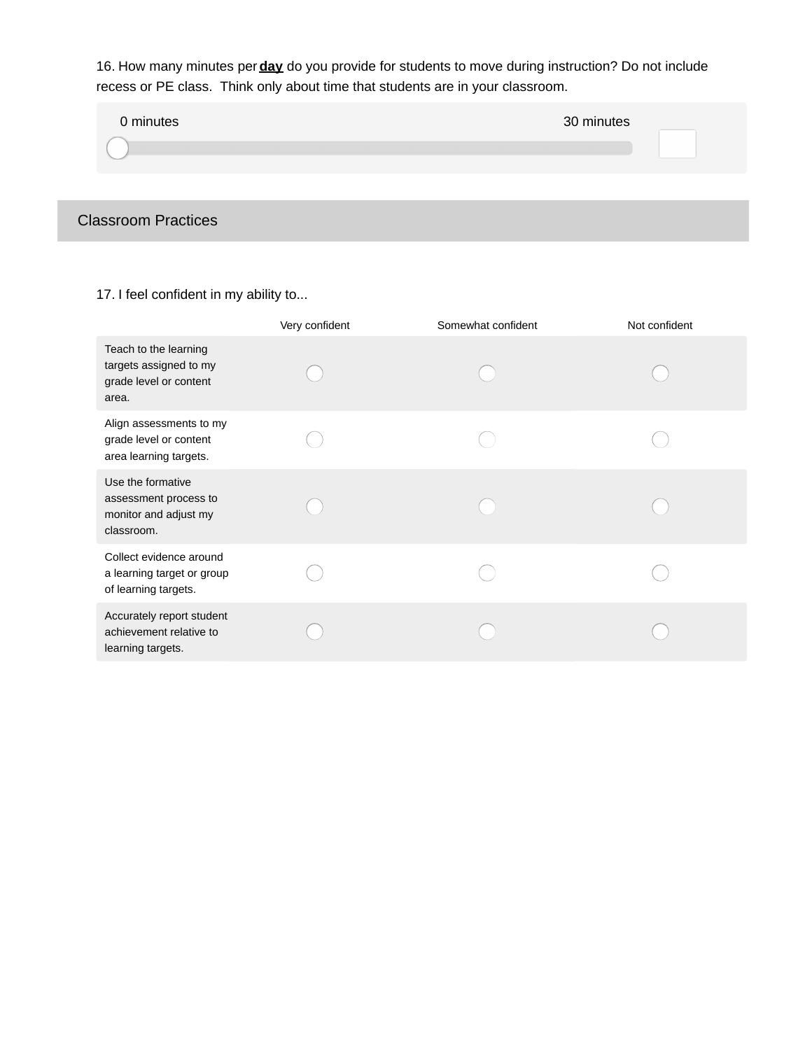16. How many minutes per **day** do you provide for students to move during instruction? Do not include recess or PE class. Think only about time that students are in your classroom.

0 minutes — 30 minutes

## Classroom Practices

17. I feel confident in my ability to...

| | Very confident | Somewhat confident | Not confident |
|---|---|---|---|
| Teach to the learning targets assigned to my grade level or content area. | ◯ | ◯ | ◯ |
| Align assessments to my grade level or content area learning targets. | ◯ | ◯ | ◯ |
| Use the formative assessment process to monitor and adjust my classroom. | ◯ | ◯ | ◯ |
| Collect evidence around a learning target or group of learning targets. | ◯ | ◯ | ◯ |
| Accurately report student achievement relative to learning targets. | ◯ | ◯ | ◯ |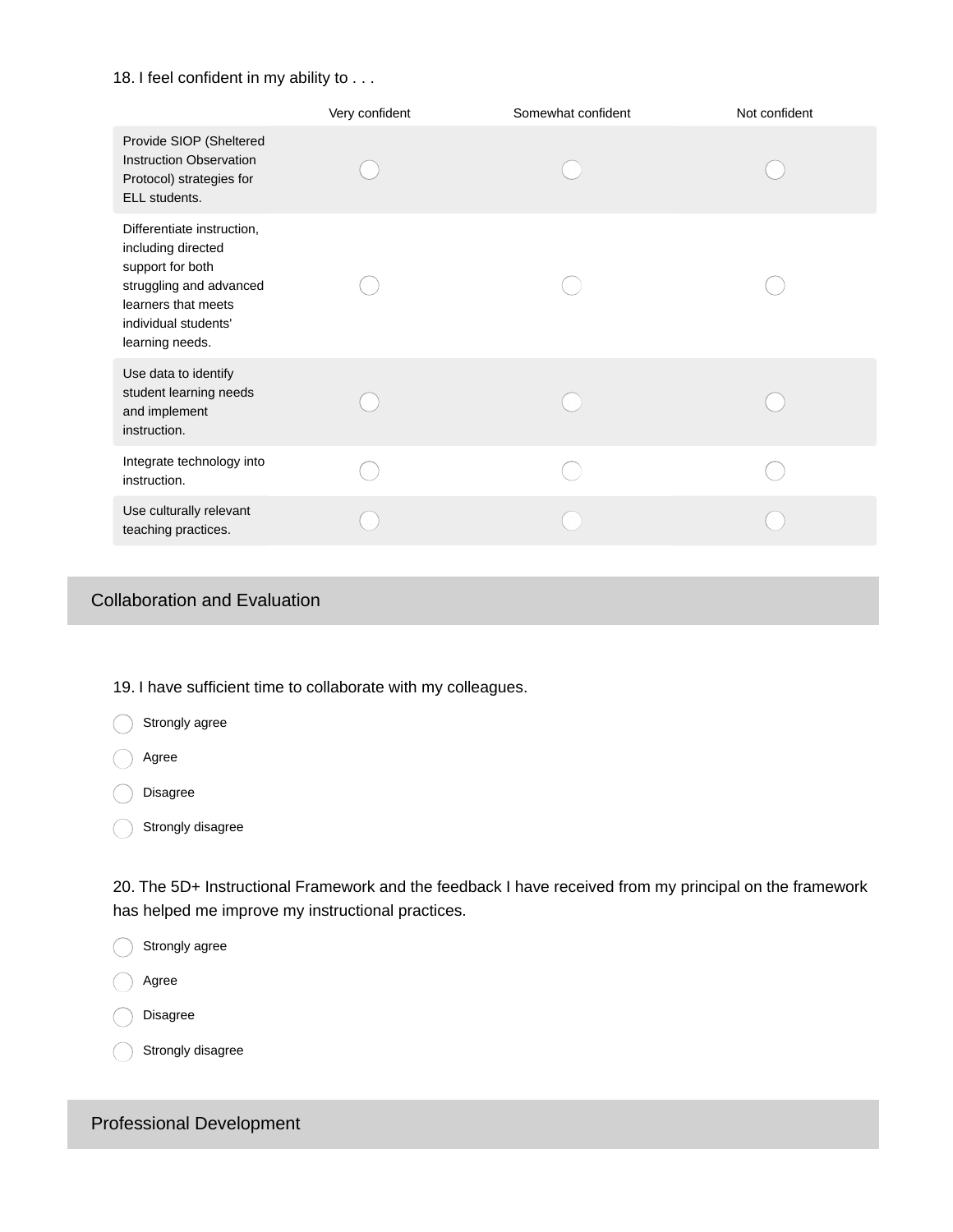18. I feel confident in my ability to . . .

| | Very confident | Somewhat confident | Not confident |
|---|---|---|---|
| Provide SIOP (Sheltered Instruction Observation Protocol) strategies for ELL students. | ◯ | ◯ | ◯ |
| Differentiate instruction, including directed support for both struggling and advanced learners that meets individual students' learning needs. | ◯ | ◯ | ◯ |
| Use data to identify student learning needs and implement instruction. | ◯ | ◯ | ◯ |
| Integrate technology into instruction. | ◯ | ◯ | ◯ |
| Use culturally relevant teaching practices. | ◯ | ◯ | ◯ |

## Collaboration and Evaluation

19. I have sufficient time to collaborate with my colleagues.

- ◯ Strongly agree
- ◯ Agree
- ◯ Disagree
- ◯ Strongly disagree

20. The 5D+ Instructional Framework and the feedback I have received from my principal on the framework has helped me improve my instructional practices.

- ◯ Strongly agree
- ◯ Agree
- ◯ Disagree
- ◯ Strongly disagree

## Professional Development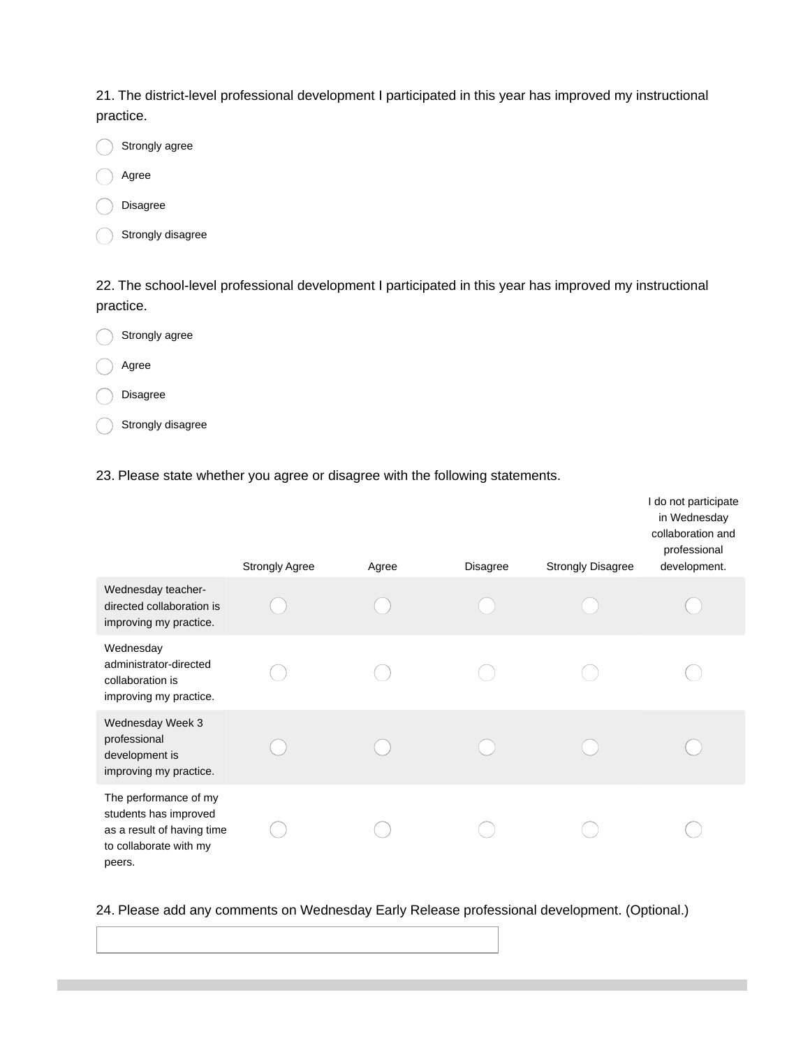21. The district-level professional development I participated in this year has improved my instructional practice.

- Strongly agree
- Agree
- Disagree
- Strongly disagree

22. The school-level professional development I participated in this year has improved my instructional practice.

- Strongly agree
- Agree
- Disagree
- Strongly disagree

23. Please state whether you agree or disagree with the following statements.

| | Strongly Agree | Agree | Disagree | Strongly Disagree | I do not participate in Wednesday collaboration and professional development. |
|---|---|---|---|---|---|
| Wednesday teacher-directed collaboration is improving my practice. | ○ | ○ | ○ | ○ | ○ |
| Wednesday administrator-directed collaboration is improving my practice. | ○ | ○ | ○ | ○ | ○ |
| Wednesday Week 3 professional development is improving my practice. | ○ | ○ | ○ | ○ | ○ |
| The performance of my students has improved as a result of having time to collaborate with my peers. | ○ | ○ | ○ | ○ | ○ |

24. Please add any comments on Wednesday Early Release professional development. (Optional.)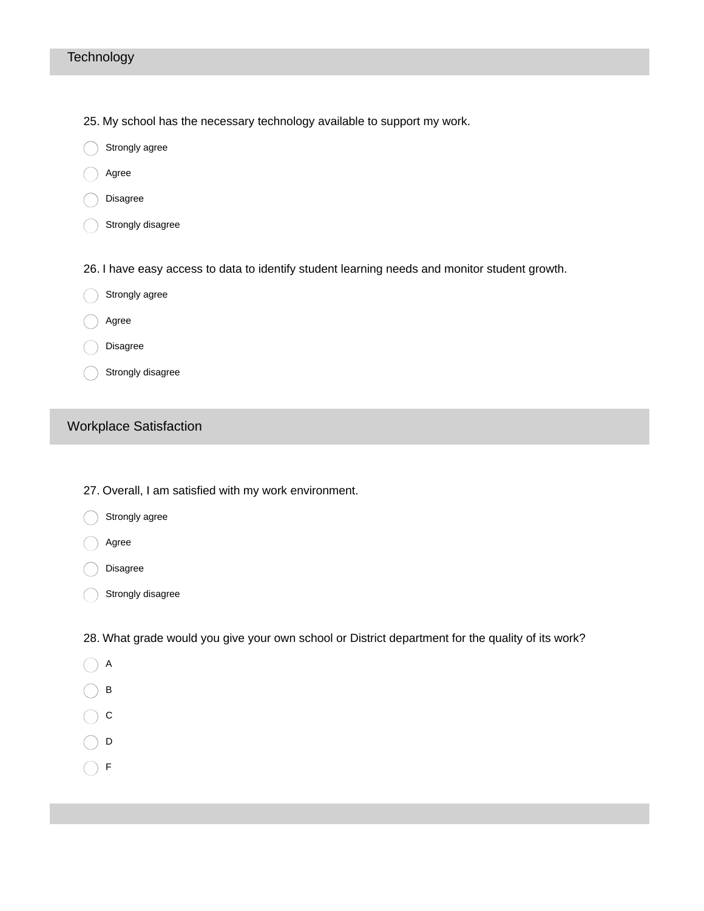## Technology

25. My school has the necessary technology available to support my work.

- Strongly agree
- Agree
- Disagree
- Strongly disagree

26. I have easy access to data to identify student learning needs and monitor student growth.

- Strongly agree
- Agree
- Disagree
- Strongly disagree

## Workplace Satisfaction

27. Overall, I am satisfied with my work environment.

- Strongly agree
- Agree
- Disagree
- Strongly disagree

28. What grade would you give your own school or District department for the quality of its work?

- A
- B
- C
- D
- F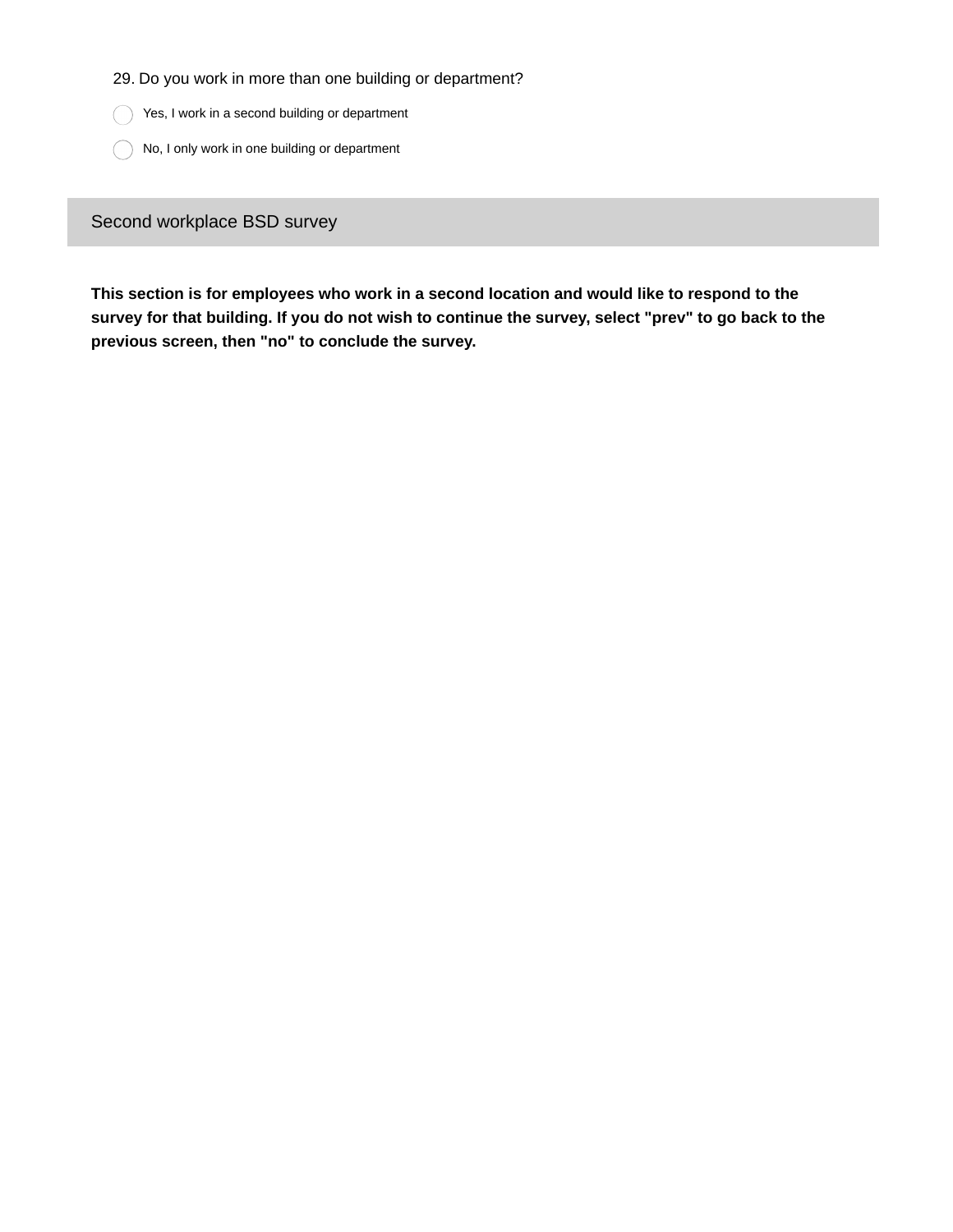29. Do you work in more than one building or department?

- ◯ Yes, I work in a second building or department
- ◯ No, I only work in one building or department

## Second workplace BSD survey

**This section is for employees who work in a second location and would like to respond to the survey for that building. If you do not wish to continue the survey, select "prev" to go back to the previous screen, then "no" to conclude the survey.**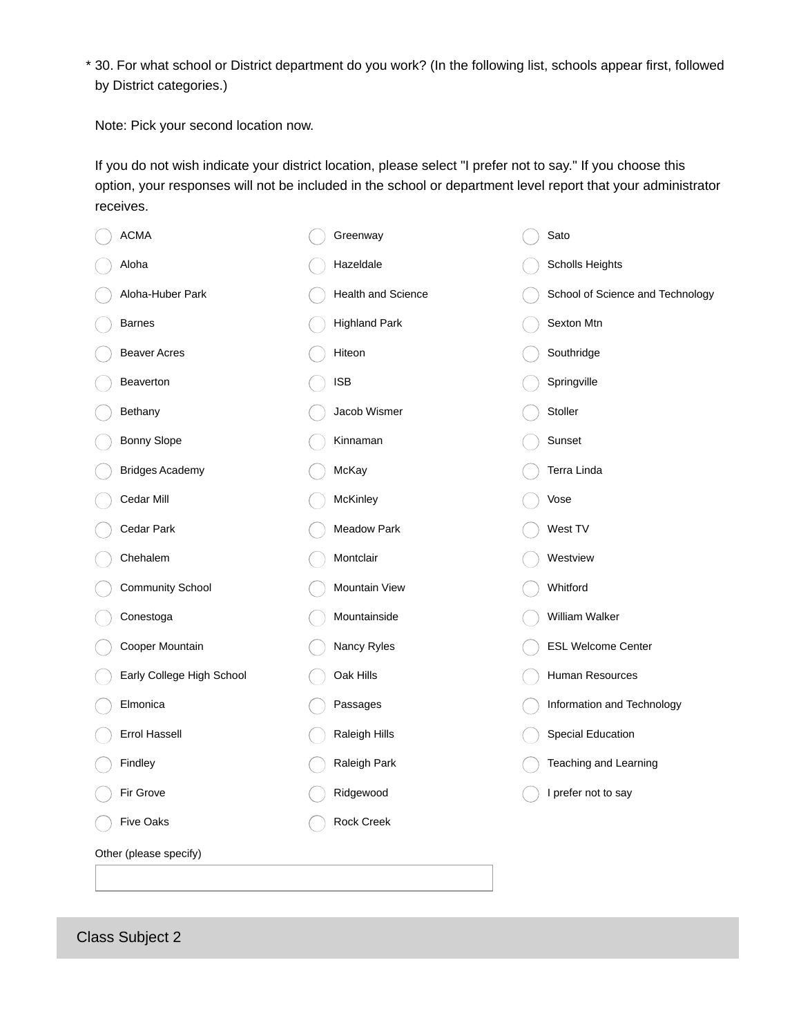\* 30. For what school or District department do you work? (In the following list, schools appear first, followed by District categories.)

Note: Pick your second location now.

If you do not wish indicate your district location, please select "I prefer not to say." If you choose this option, your responses will not be included in the school or department level report that your administrator receives.

- ACMA
- Aloha
- Aloha-Huber Park
- Barnes
- Beaver Acres
- Beaverton
- Bethany
- Bonny Slope
- Bridges Academy
- Cedar Mill
- Cedar Park
- Chehalem
- Community School
- Conestoga
- Cooper Mountain
- Early College High School
- Elmonica
- Errol Hassell
- Findley
- Fir Grove
- Five Oaks
- Greenway
- Hazeldale
- Health and Science
- Highland Park
- Hiteon
- ISB
- Jacob Wismer
- Kinnaman
- McKay
- McKinley
- Meadow Park
- Montclair
- Mountain View
- Mountainside
- Nancy Ryles
- Oak Hills
- Passages
- Raleigh Hills
- Raleigh Park
- Ridgewood
- Rock Creek
- Sato
- Scholls Heights
- School of Science and Technology
- Sexton Mtn
- Southridge
- Springville
- Stoller
- Sunset
- Terra Linda
- Vose
- West TV
- Westview
- Whitford
- William Walker
- ESL Welcome Center
- Human Resources
- Information and Technology
- Special Education
- Teaching and Learning
- I prefer not to say

Other (please specify)

## Class Subject 2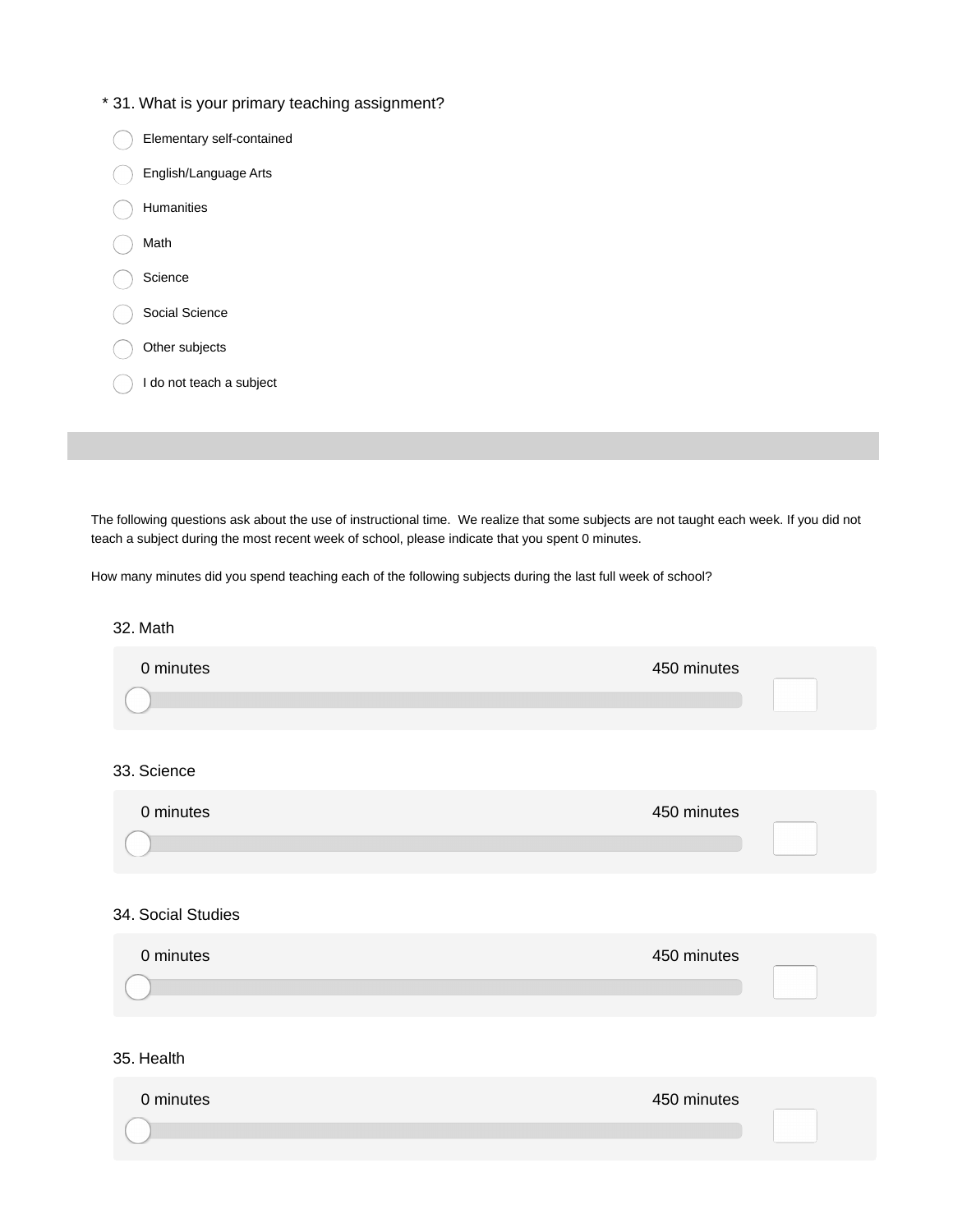\* 31. What is your primary teaching assignment?

- ◯ Elementary self-contained
- ◯ English/Language Arts
- ◯ Humanities
- ◯ Math
- ◯ Science
- ◯ Social Science
- ◯ Other subjects
- ◯ I do not teach a subject

---

The following questions ask about the use of instructional time. We realize that some subjects are not taught each week. If you did not teach a subject during the most recent week of school, please indicate that you spent 0 minutes.

How many minutes did you spend teaching each of the following subjects during the last full week of school?

32. Math

0 minutes — 450 minutes

33. Science

0 minutes — 450 minutes

34. Social Studies

0 minutes — 450 minutes

35. Health

0 minutes — 450 minutes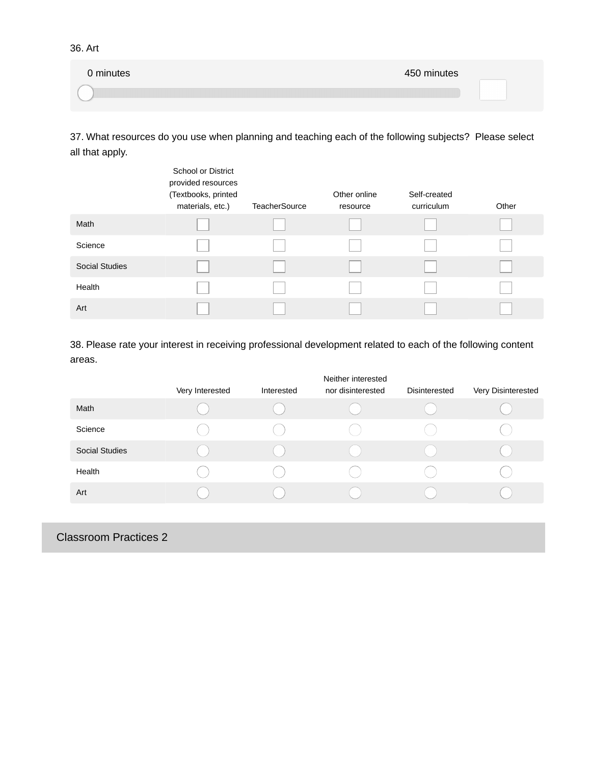36. Art

0 minutes — 450 minutes

37. What resources do you use when planning and teaching each of the following subjects? Please select all that apply.

| | School or District provided resources (Textbooks, printed materials, etc.) | TeacherSource | Other online resource | Self-created curriculum | Other |
|---|---|---|---|---|---|
| Math | | | | | |
| Science | | | | | |
| Social Studies | | | | | |
| Health | | | | | |
| Art | | | | | |

38. Please rate your interest in receiving professional development related to each of the following content areas.

| | Very Interested | Interested | Neither interested nor disinterested | Disinterested | Very Disinterested |
|---|---|---|---|---|---|
| Math | | | | | |
| Science | | | | | |
| Social Studies | | | | | |
| Health | | | | | |
| Art | | | | | |

## Classroom Practices 2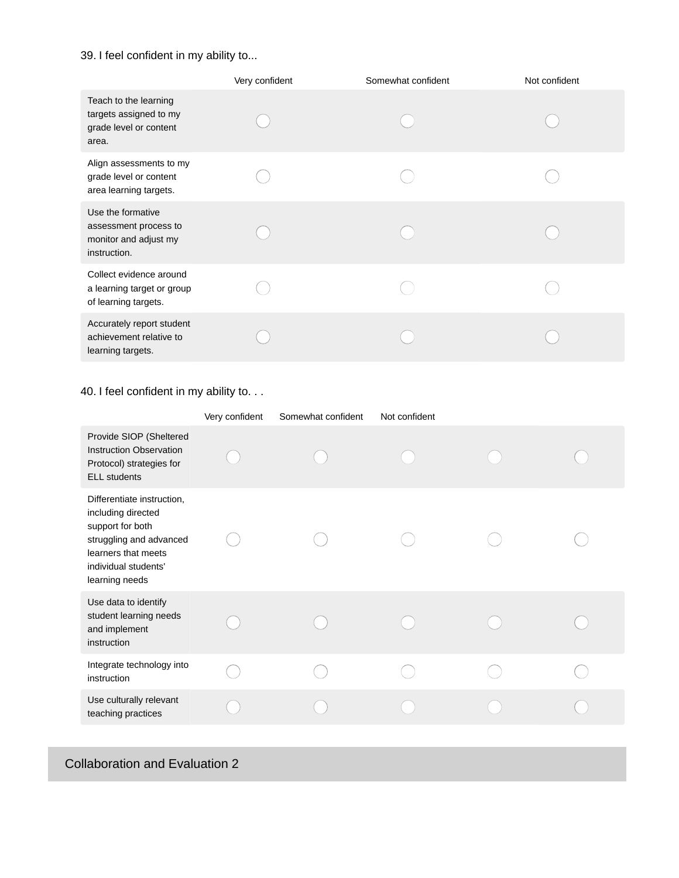39. I feel confident in my ability to...

| | Very confident | Somewhat confident | Not confident |
|---|---|---|---|
| Teach to the learning targets assigned to my grade level or content area. | ◯ | ◯ | ◯ |
| Align assessments to my grade level or content area learning targets. | ◯ | ◯ | ◯ |
| Use the formative assessment process to monitor and adjust my instruction. | ◯ | ◯ | ◯ |
| Collect evidence around a learning target or group of learning targets. | ◯ | ◯ | ◯ |
| Accurately report student achievement relative to learning targets. | ◯ | ◯ | ◯ |

40. I feel confident in my ability to. . .

| | Very confident | Somewhat confident | Not confident | | |
|---|---|---|---|---|---|
| Provide SIOP (Sheltered Instruction Observation Protocol) strategies for ELL students | ◯ | ◯ | ◯ | ◯ | ◯ |
| Differentiate instruction, including directed support for both struggling and advanced learners that meets individual students' learning needs | ◯ | ◯ | ◯ | ◯ | ◯ |
| Use data to identify student learning needs and implement instruction | ◯ | ◯ | ◯ | ◯ | ◯ |
| Integrate technology into instruction | ◯ | ◯ | ◯ | ◯ | ◯ |
| Use culturally relevant teaching practices | ◯ | ◯ | ◯ | ◯ | ◯ |

## Collaboration and Evaluation 2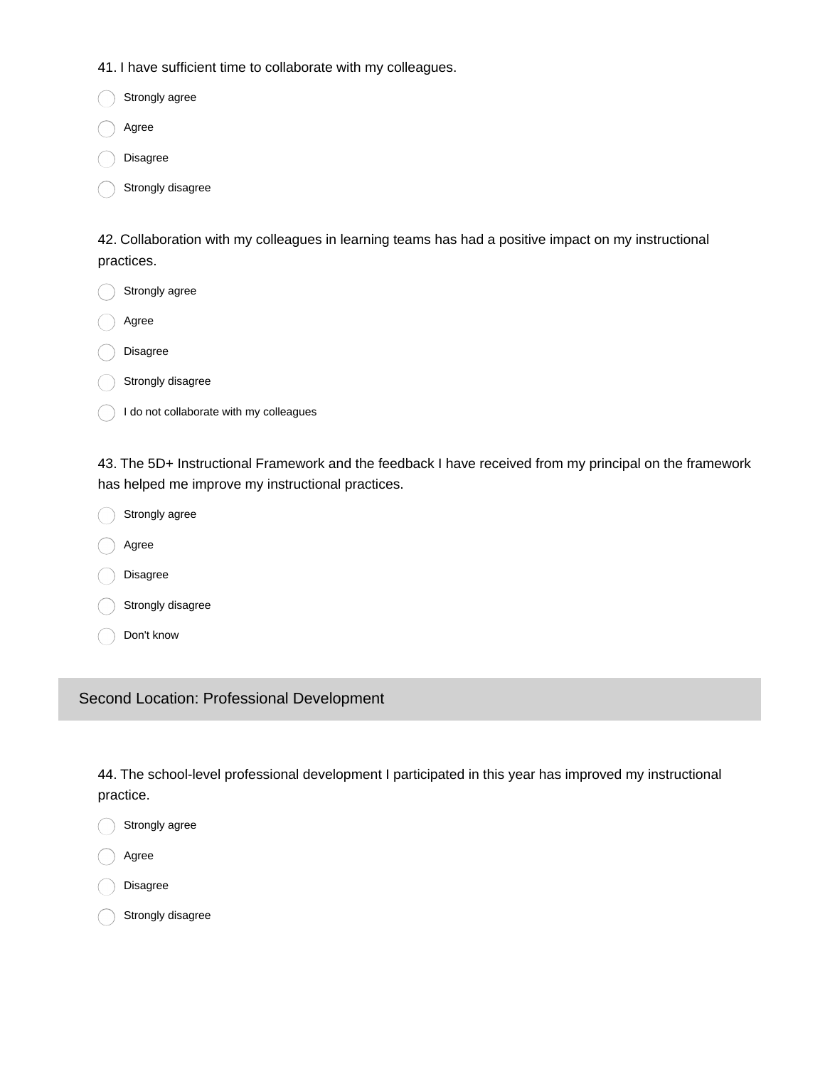41. I have sufficient time to collaborate with my colleagues.

- ◯ Strongly agree
- ◯ Agree
- ◯ Disagree
- ◯ Strongly disagree

42. Collaboration with my colleagues in learning teams has had a positive impact on my instructional practices.

- ◯ Strongly agree
- ◯ Agree
- ◯ Disagree
- ◯ Strongly disagree
- ◯ I do not collaborate with my colleagues

43. The 5D+ Instructional Framework and the feedback I have received from my principal on the framework has helped me improve my instructional practices.

- ◯ Strongly agree
- ◯ Agree
- ◯ Disagree
- ◯ Strongly disagree
- ◯ Don't know

## Second Location: Professional Development

44. The school-level professional development I participated in this year has improved my instructional practice.

- ◯ Strongly agree
- ◯ Agree
- ◯ Disagree
- ◯ Strongly disagree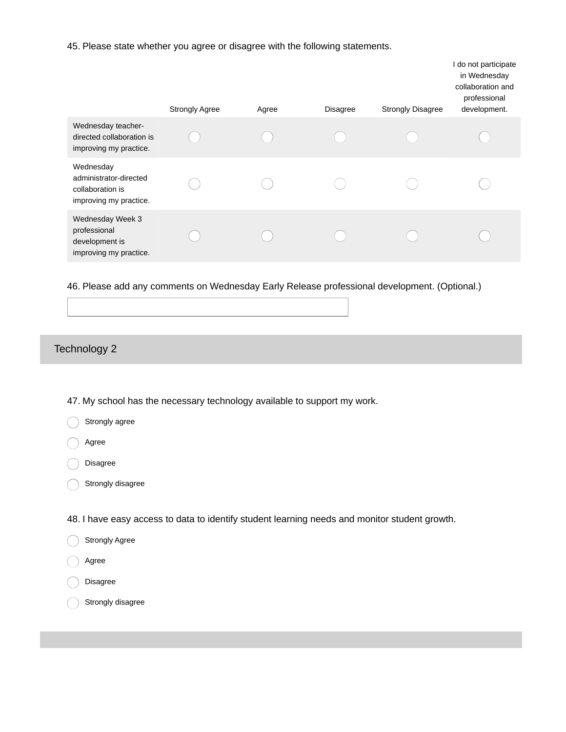45. Please state whether you agree or disagree with the following statements.

| | Strongly Agree | Agree | Disagree | Strongly Disagree | I do not participate in Wednesday collaboration and professional development. |
|---|---|---|---|---|---|
| Wednesday teacher-directed collaboration is improving my practice. | ◯ | ◯ | ◯ | ◯ | ◯ |
| Wednesday administrator-directed collaboration is improving my practice. | ◯ | ◯ | ◯ | ◯ | ◯ |
| Wednesday Week 3 professional development is improving my practice. | ◯ | ◯ | ◯ | ◯ | ◯ |

46. Please add any comments on Wednesday Early Release professional development. (Optional.)

## Technology 2

47. My school has the necessary technology available to support my work.

- ◯ Strongly agree
- ◯ Agree
- ◯ Disagree
- ◯ Strongly disagree

48. I have easy access to data to identify student learning needs and monitor student growth.

- ◯ Strongly Agree
- ◯ Agree
- ◯ Disagree
- ◯ Strongly disagree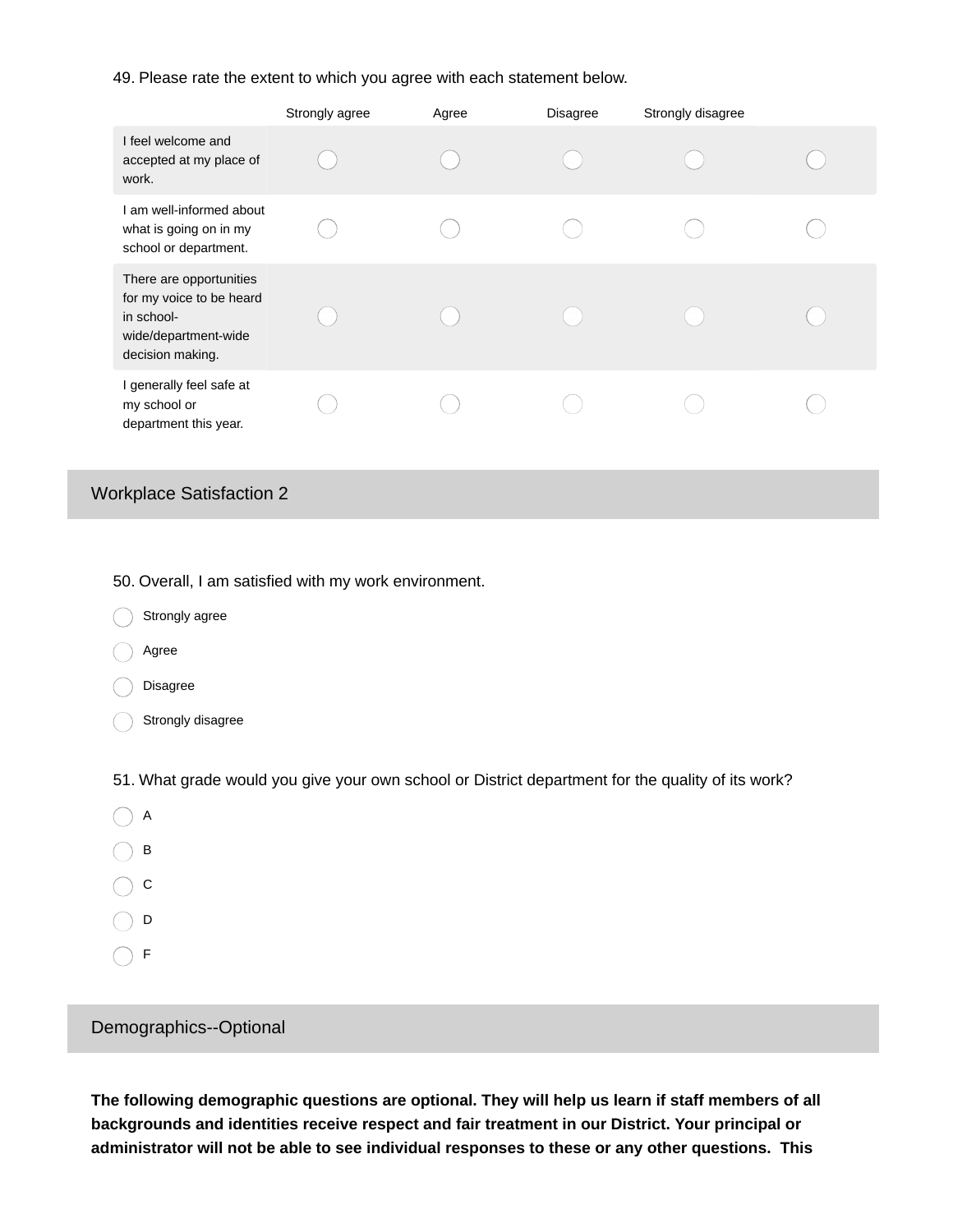49. Please rate the extent to which you agree with each statement below.

| | Strongly agree | Agree | Disagree | Strongly disagree | |
|---|---|---|---|---|---|
| I feel welcome and accepted at my place of work. | ◯ | ◯ | ◯ | ◯ | ◯ |
| I am well-informed about what is going on in my school or department. | ◯ | ◯ | ◯ | ◯ | ◯ |
| There are opportunities for my voice to be heard in school-wide/department-wide decision making. | ◯ | ◯ | ◯ | ◯ | ◯ |
| I generally feel safe at my school or department this year. | ◯ | ◯ | ◯ | ◯ | ◯ |

## Workplace Satisfaction 2

50. Overall, I am satisfied with my work environment.

- ◯ Strongly agree
- ◯ Agree
- ◯ Disagree
- ◯ Strongly disagree

51. What grade would you give your own school or District department for the quality of its work?

- ◯ A
- ◯ B
- ◯ C
- ◯ D
- ◯ F

## Demographics--Optional

**The following demographic questions are optional. They will help us learn if staff members of all backgrounds and identities receive respect and fair treatment in our District. Your principal or administrator will not be able to see individual responses to these or any other questions. This**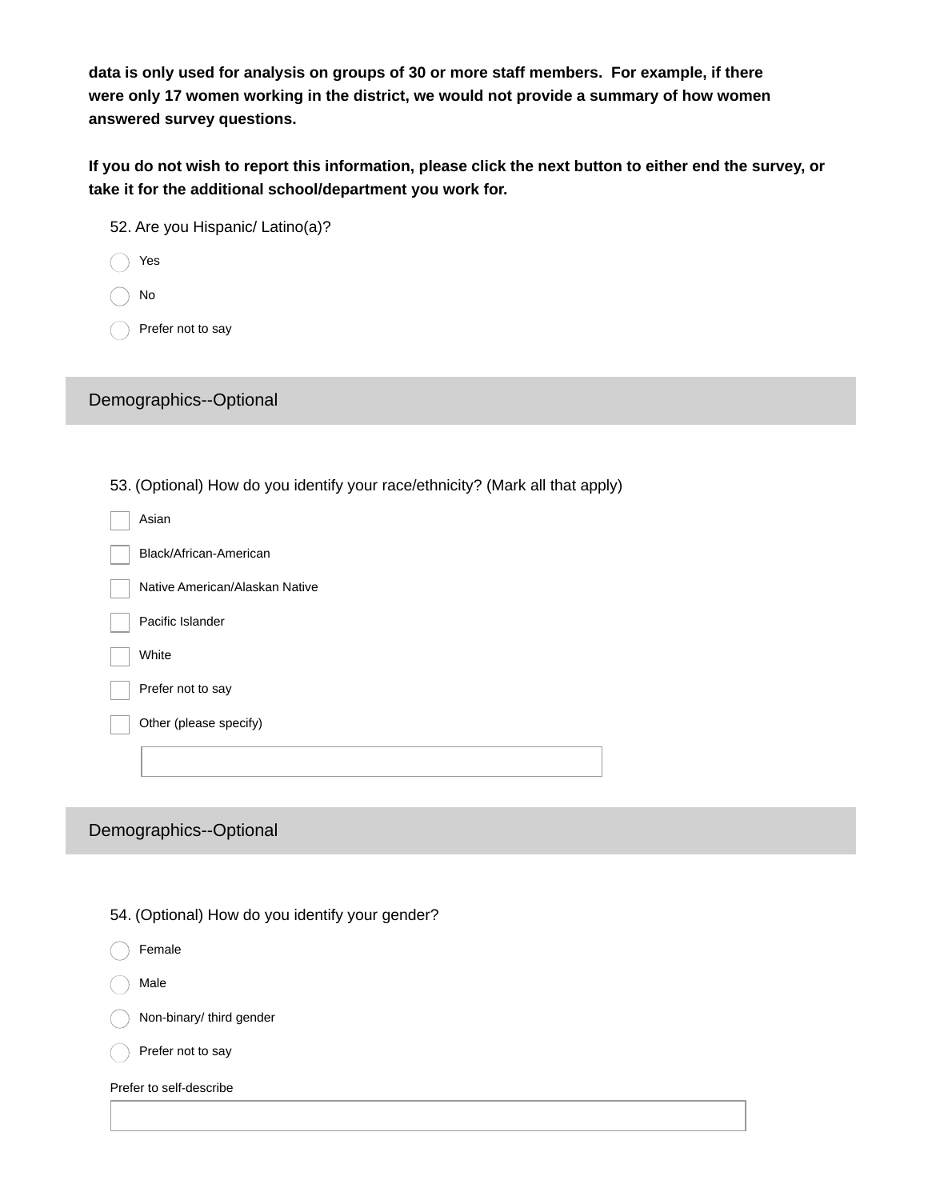**data is only used for analysis on groups of 30 or more staff members. For example, if there were only 17 women working in the district, we would not provide a summary of how women answered survey questions.**

**If you do not wish to report this information, please click the next button to either end the survey, or take it for the additional school/department you work for.**

52. Are you Hispanic/ Latino(a)?

- ◯ Yes
- ◯ No
- ◯ Prefer not to say

## Demographics--Optional

53. (Optional) How do you identify your race/ethnicity? (Mark all that apply)

- ☐ Asian
- ☐ Black/African-American
- ☐ Native American/Alaskan Native
- ☐ Pacific Islander
- ☐ White
- ☐ Prefer not to say
- ☐ Other (please specify)

______________________________

## Demographics--Optional

54. (Optional) How do you identify your gender?

- ◯ Female
- ◯ Male
- ◯ Non-binary/ third gender
- ◯ Prefer not to say

Prefer to self-describe

______________________________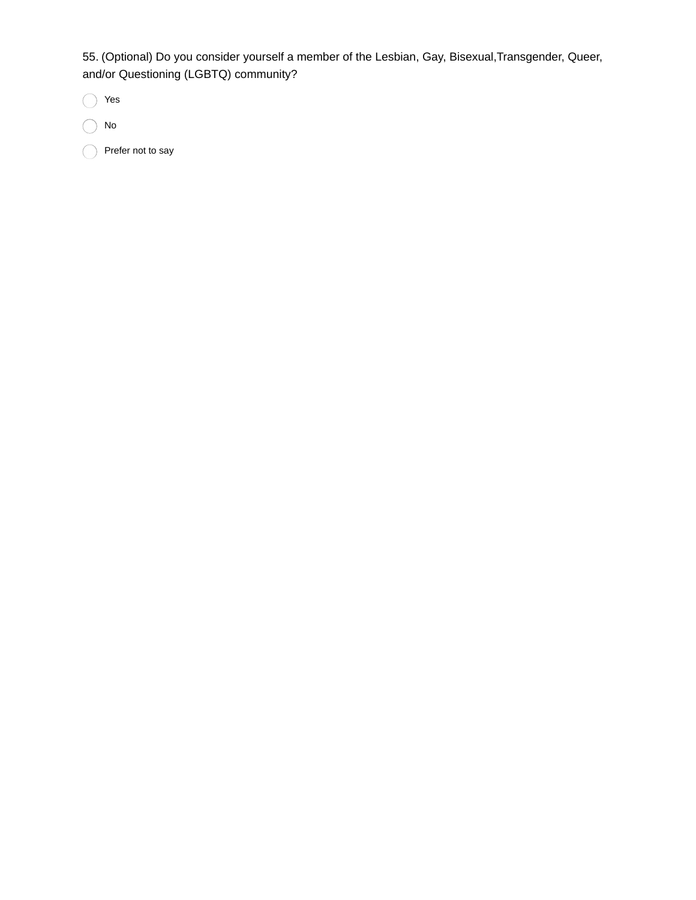55. (Optional) Do you consider yourself a member of the Lesbian, Gay, Bisexual,Transgender, Queer, and/or Questioning (LGBTQ) community?

- Yes
- No
- Prefer not to say